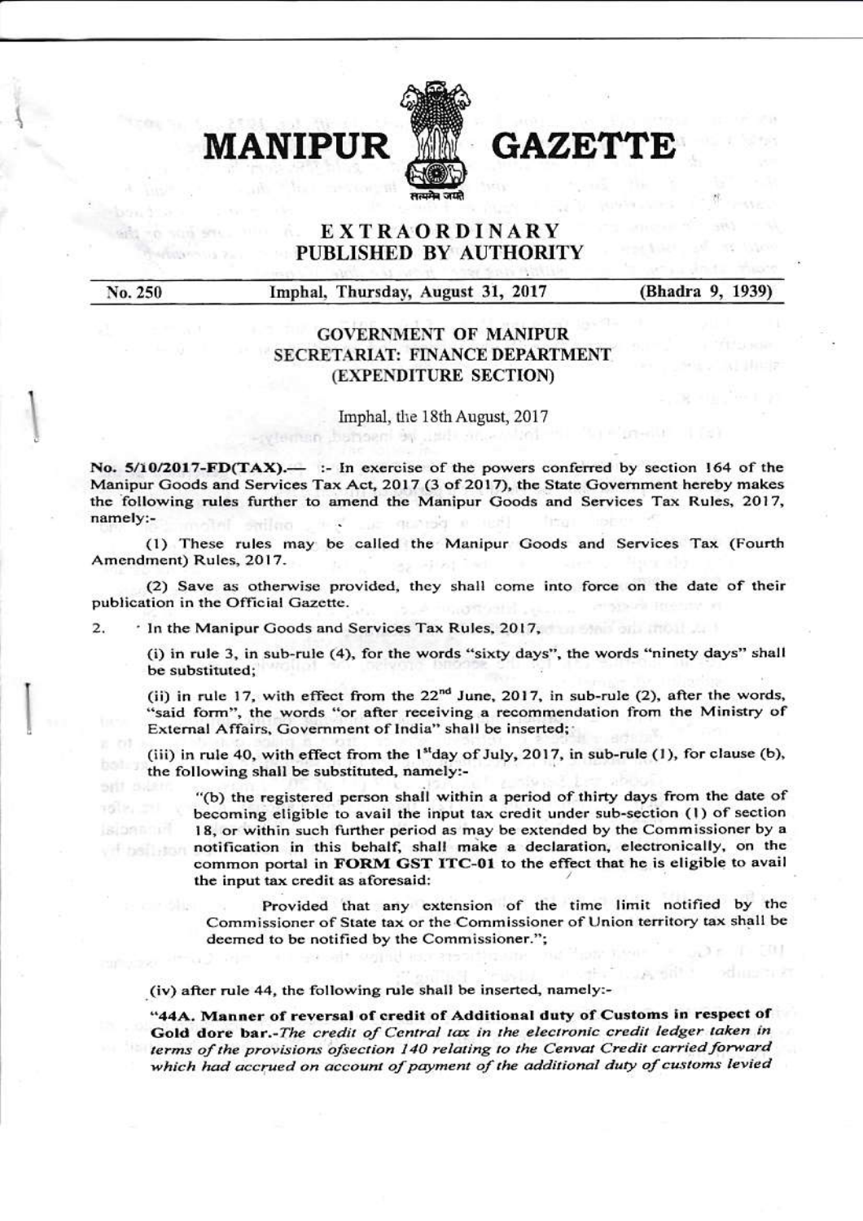# MANIPUR GAZETTE

## EXTRAORDINARY
## PUBLISHED BY AUTHORITY

No. 250 | Imphal, Thursday, August 31, 2017 | (Bhadra 9, 1939)

### GOVERNMENT OF MANIPUR
### SECRETARIAT: FINANCE DEPARTMENT
### (EXPENDITURE SECTION)

Imphal, the 18th August, 2017

**No. 5/10/2017-FD(TAX).**— :- In exercise of the powers conferred by section 164 of the Manipur Goods and Services Tax Act, 2017 (3 of 2017), the State Government hereby makes the following rules further to amend the Manipur Goods and Services Tax Rules, 2017, namely:-

(1) These rules may be called the Manipur Goods and Services Tax (Fourth Amendment) Rules, 2017.

(2) Save as otherwise provided, they shall come into force on the date of their publication in the Official Gazette.

2. In the Manipur Goods and Services Tax Rules, 2017,

(i) in rule 3, in sub-rule (4), for the words "sixty days", the words "ninety days" shall be substituted;

(ii) in rule 17, with effect from the 22nd June, 2017, in sub-rule (2), after the words, "said form", the words "or after receiving a recommendation from the Ministry of External Affairs, Government of India" shall be inserted;

(iii) in rule 40, with effect from the 1st day of July, 2017, in sub-rule (1), for clause (b), the following shall be substituted, namely:-

> "(b) the registered person shall within a period of thirty days from the date of becoming eligible to avail the input tax credit under sub-section (1) of section 18, or within such further period as may be extended by the Commissioner by a notification in this behalf, shall make a declaration, electronically, on the common portal in **FORM GST ITC-01** to the effect that he is eligible to avail the input tax credit as aforesaid:
>
> Provided that any extension of the time limit notified by the Commissioner of State tax or the Commissioner of Union territory tax shall be deemed to be notified by the Commissioner.";

(iv) after rule 44, the following rule shall be inserted, namely:-

**"44A. Manner of reversal of credit of Additional duty of Customs in respect of Gold dore bar.**-*The credit of Central tax in the electronic credit ledger taken in terms of the provisions ofsection 140 relating to the Cenvat Credit carried forward which had accrued on account of payment of the additional duty of customs levied*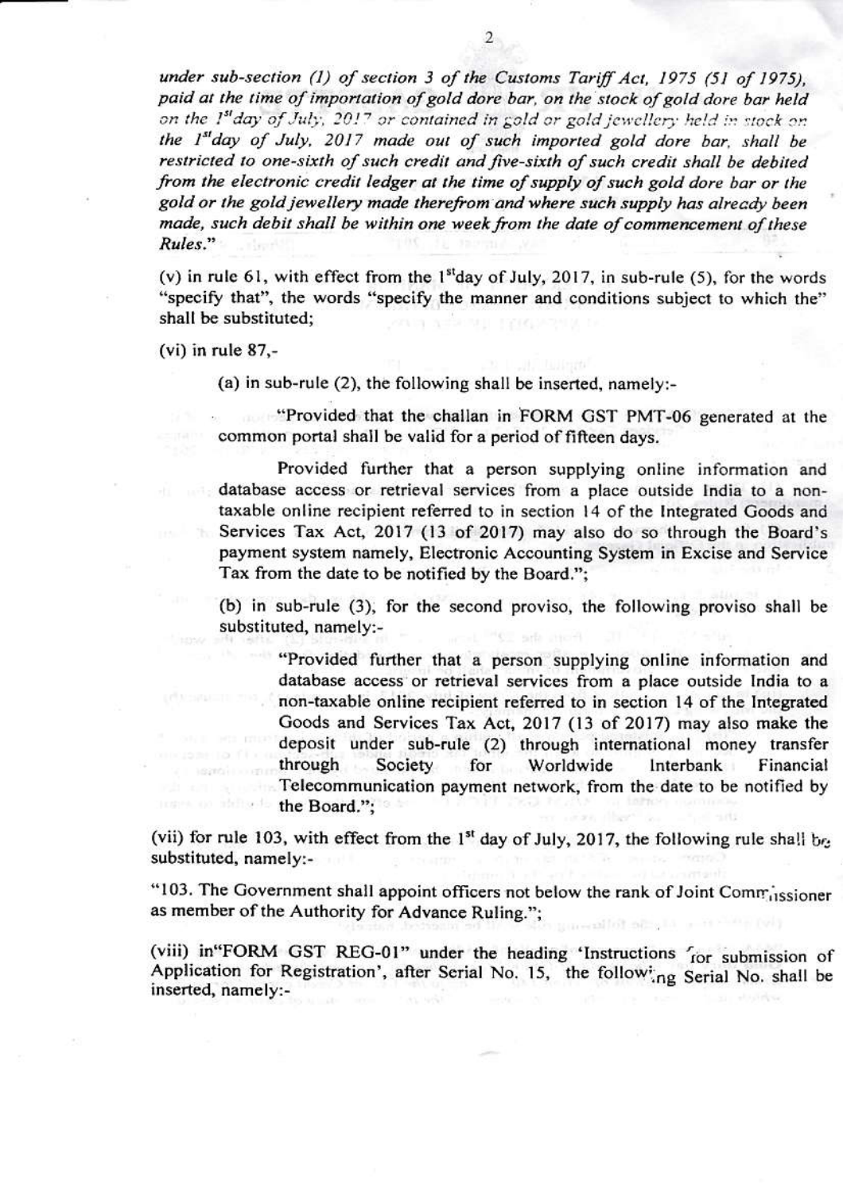*under sub-section (1) of section 3 of the Customs Tariff Act, 1975 (51 of 1975), paid at the time of importation of gold dore bar, on the stock of gold dore bar held on the 1st day of July, 2017 or contained in gold or gold jewellery held in stock on the 1st day of July, 2017 made out of such imported gold dore bar, shall be restricted to one-sixth of such credit and five-sixth of such credit shall be debited from the electronic credit ledger at the time of supply of such gold dore bar or the gold or the gold jewellery made therefrom and where such supply has already been made, such debit shall be within one week from the date of commencement of these Rules."*

(v) in rule 61, with effect from the 1st day of July, 2017, in sub-rule (5), for the words "specify that", the words "specify the manner and conditions subject to which the" shall be substituted;

(vi) in rule 87,-

(a) in sub-rule (2), the following shall be inserted, namely:-

"Provided that the challan in FORM GST PMT-06 generated at the common portal shall be valid for a period of fifteen days.

Provided further that a person supplying online information and database access or retrieval services from a place outside India to a non-taxable online recipient referred to in section 14 of the Integrated Goods and Services Tax Act, 2017 (13 of 2017) may also do so through the Board's payment system namely, Electronic Accounting System in Excise and Service Tax from the date to be notified by the Board.";

(b) in sub-rule (3), for the second proviso, the following proviso shall be substituted, namely:-

"Provided further that a person supplying online information and database access or retrieval services from a place outside India to a non-taxable online recipient referred to in section 14 of the Integrated Goods and Services Tax Act, 2017 (13 of 2017) may also make the deposit under sub-rule (2) through international money transfer through Society for Worldwide Interbank Financial Telecommunication payment network, from the date to be notified by the Board.";

(vii) for rule 103, with effect from the 1st day of July, 2017, the following rule shall be substituted, namely:-

"103. The Government shall appoint officers not below the rank of Joint Commissioner as member of the Authority for Advance Ruling.";

(viii) in "FORM GST REG-01" under the heading 'Instructions for submission of Application for Registration', after Serial No. 15, the following Serial No. shall be inserted, namely:-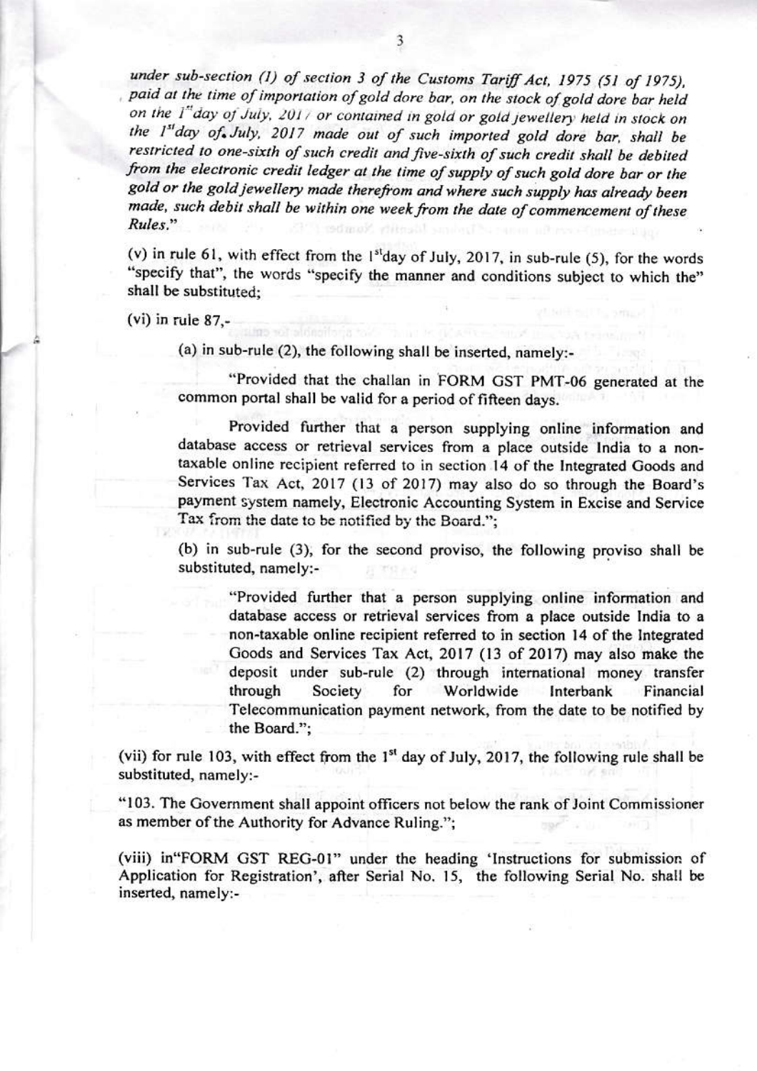*under sub-section (1) of section 3 of the Customs Tariff Act, 1975 (51 of 1975), paid at the time of importation of gold dore bar, on the stock of gold dore bar held on the 1st day of July, 2017 or contained in gold or gold jewellery held in stock on the 1st day of July, 2017 made out of such imported gold dore bar, shall be restricted to one-sixth of such credit and five-sixth of such credit shall be debited from the electronic credit ledger at the time of supply of such gold dore bar or the gold or the gold jewellery made therefrom and where such supply has already been made, such debit shall be within one week from the date of commencement of these Rules.*"

(v) in rule 61, with effect from the 1st day of July, 2017, in sub-rule (5), for the words "specify that", the words "specify the manner and conditions subject to which the" shall be substituted;

(vi) in rule 87,-

(a) in sub-rule (2), the following shall be inserted, namely:-

"Provided that the challan in FORM GST PMT-06 generated at the common portal shall be valid for a period of fifteen days.

Provided further that a person supplying online information and database access or retrieval services from a place outside India to a non-taxable online recipient referred to in section 14 of the Integrated Goods and Services Tax Act, 2017 (13 of 2017) may also do so through the Board's payment system namely, Electronic Accounting System in Excise and Service Tax from the date to be notified by the Board.";

(b) in sub-rule (3), for the second proviso, the following proviso shall be substituted, namely:-

"Provided further that a person supplying online information and database access or retrieval services from a place outside India to a non-taxable online recipient referred to in section 14 of the Integrated Goods and Services Tax Act, 2017 (13 of 2017) may also make the deposit under sub-rule (2) through international money transfer through Society for Worldwide Interbank Financial Telecommunication payment network, from the date to be notified by the Board.";

(vii) for rule 103, with effect from the 1st day of July, 2017, the following rule shall be substituted, namely:-

"103. The Government shall appoint officers not below the rank of Joint Commissioner as member of the Authority for Advance Ruling.";

(viii) in "FORM GST REG-01" under the heading 'Instructions for submission of Application for Registration', after Serial No. 15, the following Serial No. shall be inserted, namely:-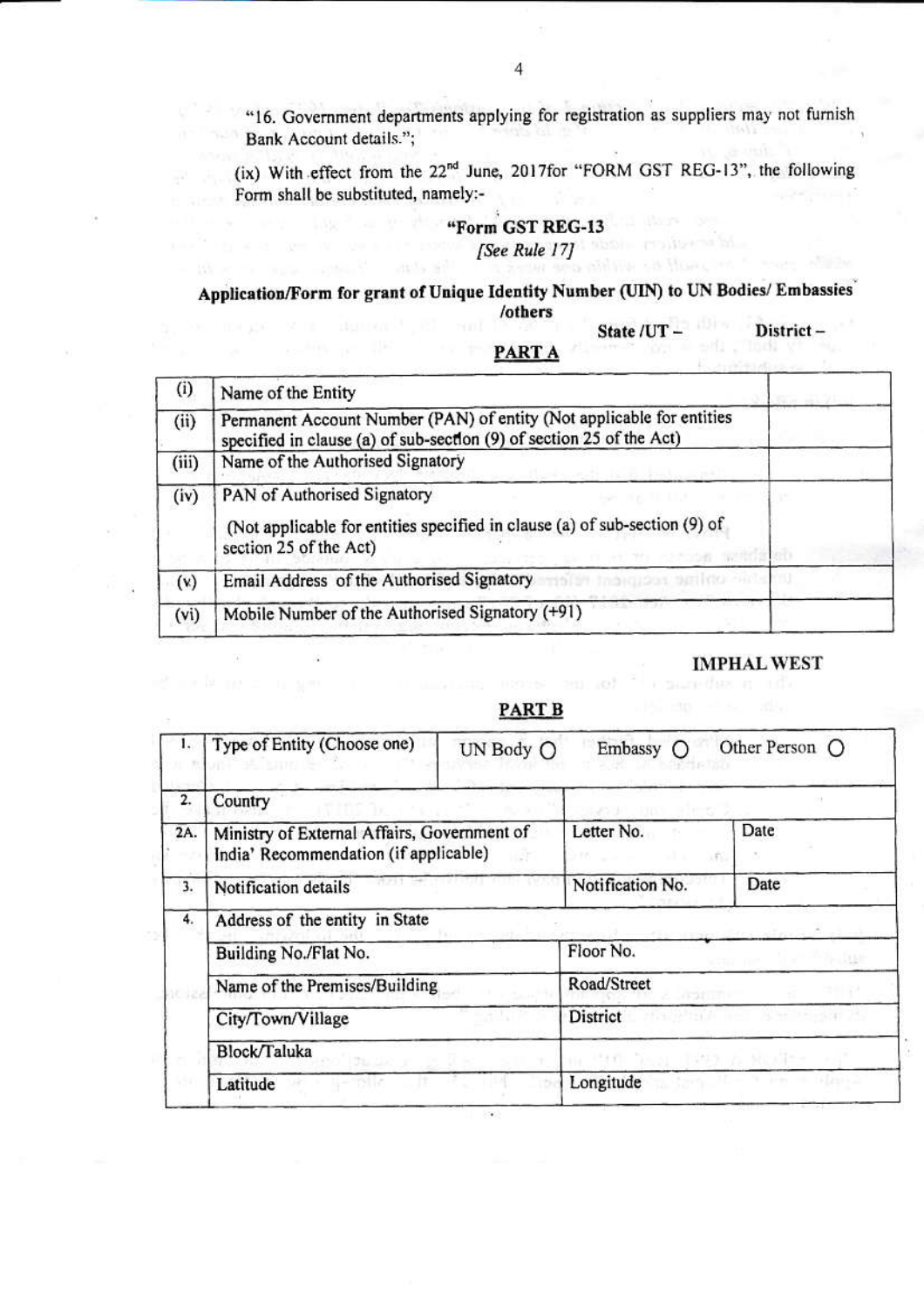"16. Government departments applying for registration as suppliers may not furnish Bank Account details.";

(ix) With effect from the 22nd June, 2017for "FORM GST REG-13", the following Form shall be substituted, namely:-

## "Form GST REG-13

*[See Rule 17]*

### Application/Form for grant of Unique Identity Number (UIN) to UN Bodies/ Embassies /others

State /UT – District –

### PART A

| | | |
|---|---|---|
| (i) | Name of the Entity | |
| (ii) | Permanent Account Number (PAN) of entity (Not applicable for entities specified in clause (a) of sub-section (9) of section 25 of the Act) | |
| (iii) | Name of the Authorised Signatory | |
| (iv) | PAN of Authorised Signatory<br><br>(Not applicable for entities specified in clause (a) of sub-section (9) of section 25 of the Act) | |
| (v) | Email Address of the Authorised Signatory | |
| (vi) | Mobile Number of the Authorised Signatory (+91) | |

IMPHAL WEST

### PART B

| | | | | |
|---|---|---|---|---|
| 1. | Type of Entity (Choose one) | UN Body ○ | Embassy ○ | Other Person ○ |
| 2. | Country | | | |
| 2A. | Ministry of External Affairs, Government of India' Recommendation (if applicable) | | Letter No. | Date |
| 3. | Notification details | | Notification No. | Date |
| 4. | Address of the entity in State | | | |
| | Building No./Flat No. | | Floor No. | |
| | Name of the Premises/Building | | Road/Street | |
| | City/Town/Village | | District | |
| | Block/Taluka | | | |
| | Latitude | | Longitude | |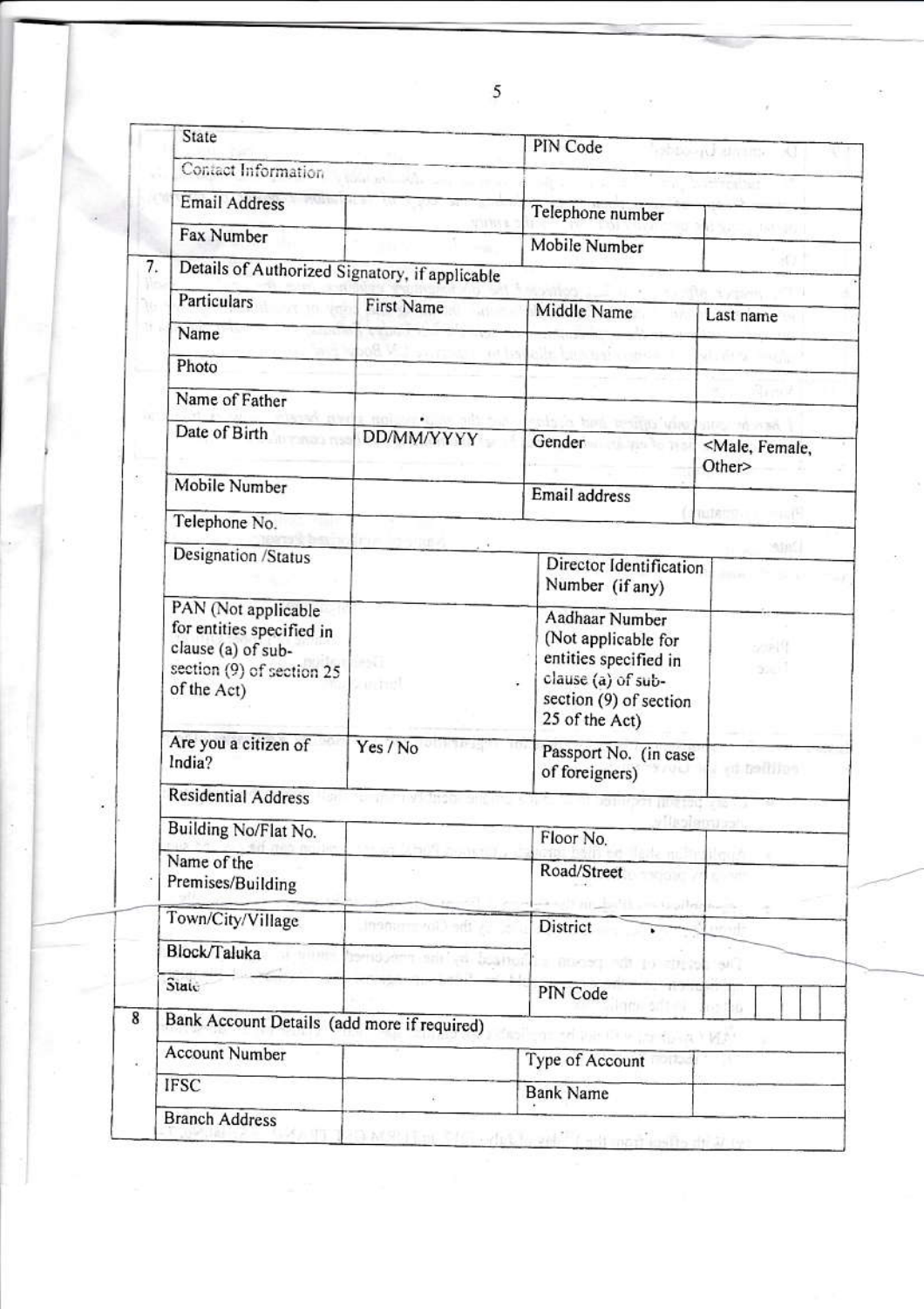| | | | | |
|---|---|---|---|---|
| | State | | PIN Code | |
| | Contact Information | | | |
| | Email Address | | Telephone number | |
| | Fax Number | | Mobile Number | |
| 7. | Details of Authorized Signatory, if applicable | | | |
| | Particulars | First Name | Middle Name | Last name |
| | Name | | | |
| | Photo | | | |
| | Name of Father | | | |
| | Date of Birth | DD/MM/YYYY | Gender | <Male, Female, Other> |
| | Mobile Number | | Email address | |
| | Telephone No. | | | |
| | Designation /Status | | Director Identification Number (if any) | |
| | PAN (Not applicable for entities specified in clause (a) of sub-section (9) of section 25 of the Act) | | Aadhaar Number (Not applicable for entities specified in clause (a) of sub-section (9) of section 25 of the Act) | |
| | Are you a citizen of India? | Yes / No | Passport No. (in case of foreigners) | |
| | Residential Address | | | |
| | Building No/Flat No. | | Floor No. | |
| | Name of the Premises/Building | | Road/Street | |
| | Town/City/Village | | District | |
| | Block/Taluka | | | |
| | State | | PIN Code | |
| 8 | Bank Account Details (add more if required) | | | |
| | Account Number | | Type of Account | |
| | IFSC | | Bank Name | |
| | Branch Address | | | |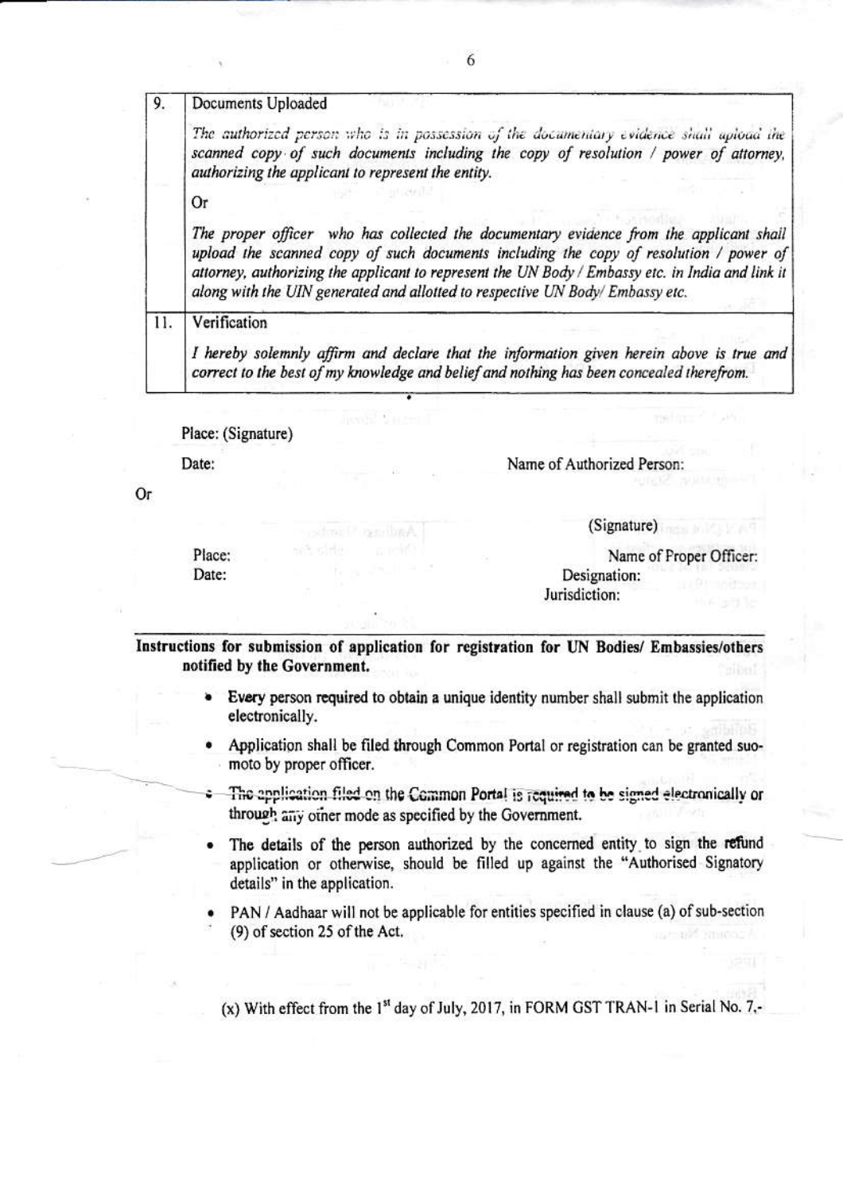| 9. | Documents Uploaded<br><br>*The authorized person who is in possession of the documentary evidence shall upload the scanned copy of such documents including the copy of resolution / power of attorney, authorizing the applicant to represent the entity.*<br><br>Or<br><br>*The proper officer who has collected the documentary evidence from the applicant shall upload the scanned copy of such documents including the copy of resolution / power of attorney, authorizing the applicant to represent the UN Body / Embassy etc. in India and link it along with the UIN generated and allotted to respective UN Body/ Embassy etc.* |
|---|---|
| 11. | Verification<br><br>*I hereby solemnly affirm and declare that the information given herein above is true and correct to the best of my knowledge and belief and nothing has been concealed therefrom.* |

Place: (Signature)

Date: Name of Authorized Person:

Or

(Signature)

Place: Name of Proper Officer:

Date: Designation:

Jurisdiction:

**Instructions for submission of application for registration for UN Bodies/ Embassies/others notified by the Government.**

- **Every person required to obtain a unique identity number shall submit the application electronically.**
- Application shall be filed through Common Portal or registration can be granted suo-moto by proper officer.
- The application filed on the Common Portal is required to be signed electronically or through any other mode as specified by the Government.
- The details of the person authorized by the concerned entity to sign the refund application or otherwise, should be filled up against the "Authorised Signatory details" in the application.
- PAN / Aadhaar will not be applicable for entities specified in clause (a) of sub-section (9) of section 25 of the Act.

(x) With effect from the 1st day of July, 2017, in FORM GST TRAN-1 in Serial No. 7,-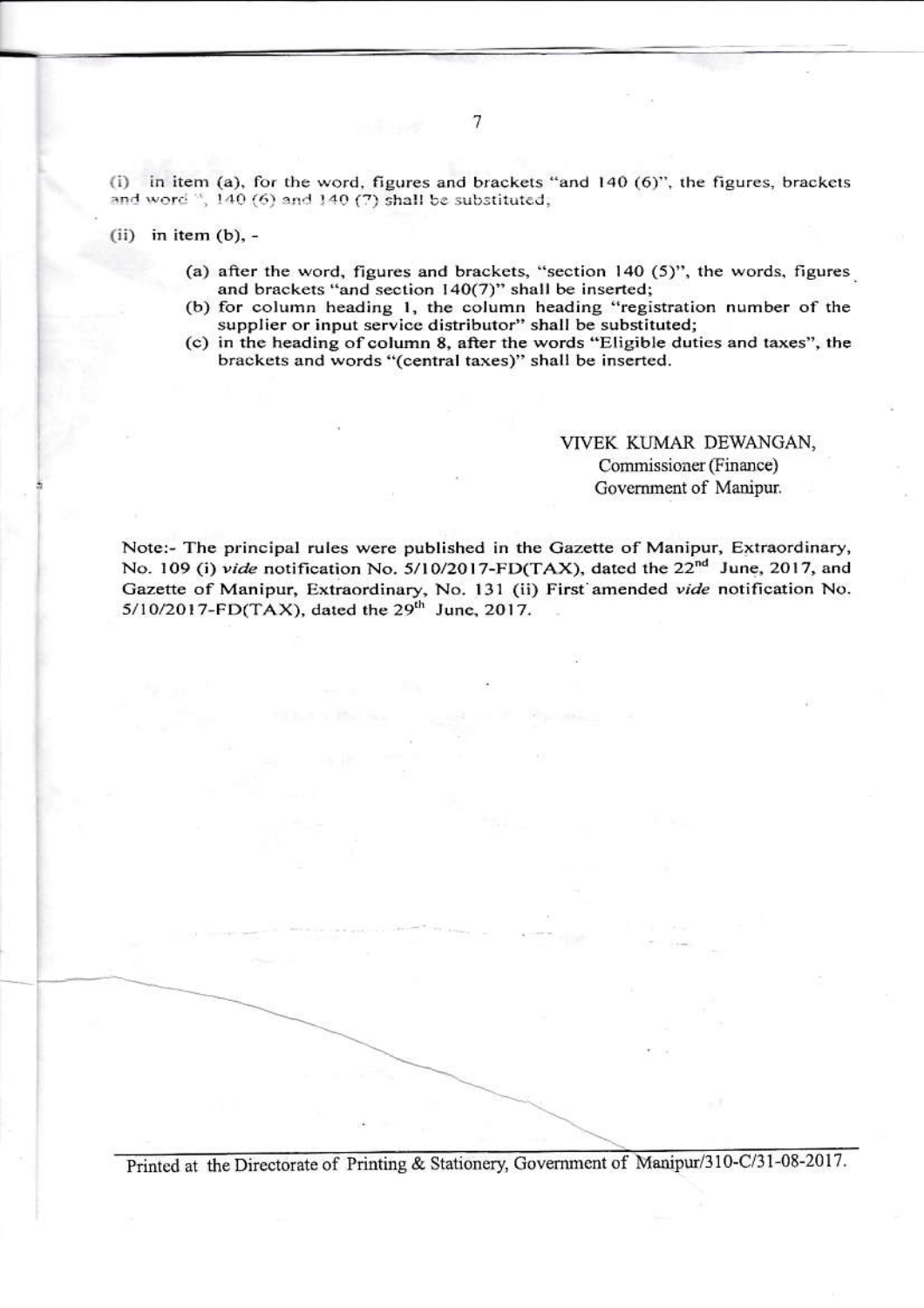(i) in item (a), for the word, figures and brackets "and 140 (6)", the figures, brackets and word ", 140 (6) and 140 (7) shall be substituted,

(ii) in item (b), -

- (a) after the word, figures and brackets, "section 140 (5)", the words, figures and brackets "and section 140(7)" shall be inserted;
- (b) for column heading 1, the column heading "registration number of the supplier or input service distributor" shall be substituted;
- (c) in the heading of column 8, after the words "Eligible duties and taxes", the brackets and words "(central taxes)" shall be inserted.

VIVEK KUMAR DEWANGAN,
Commissioner (Finance)
Government of Manipur.

Note:- The principal rules were published in the Gazette of Manipur, Extraordinary, No. 109 (i) *vide* notification No. 5/10/2017-FD(TAX), dated the 22nd June, 2017, and Gazette of Manipur, Extraordinary, No. 131 (ii) First amended *vide* notification No. 5/10/2017-FD(TAX), dated the 29th June, 2017.

Printed at the Directorate of Printing & Stationery, Government of Manipur/310-C/31-08-2017.